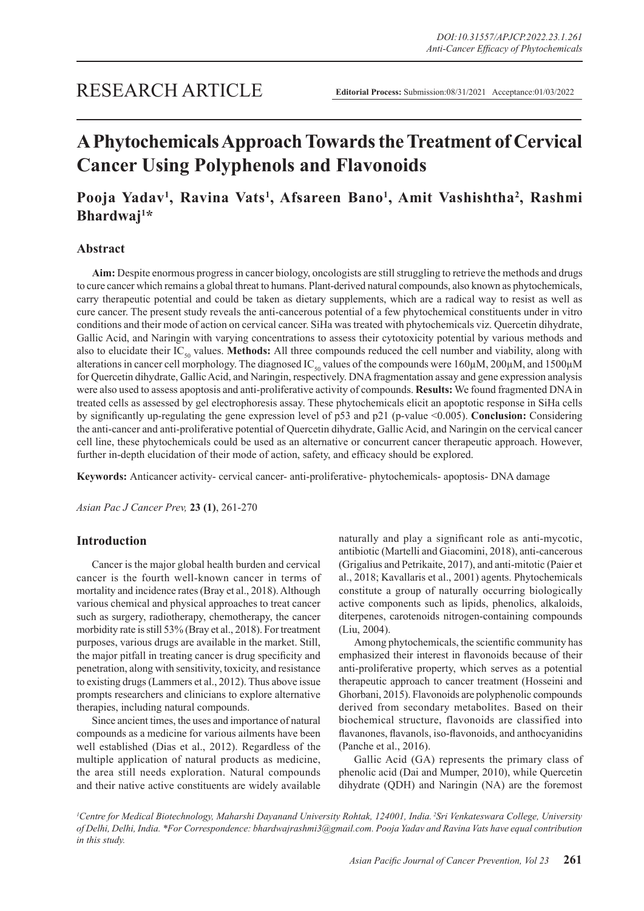RESEARCH ARTICLE

**Editorial Process:** Submission:08/31/2021 Acceptance:01/03/2022

# A Phytochemicals Approach Towards the Treatment of Cervical Cancer Using Polyphenols and Flavonoids

**Pooja Yadav[1], Ravina Vats[1], Afsareen Bano[1], Amit Vashishtha[2], Rashmi Bhardwaj[1]***

## Abstract

**Aim:** Despite enormous progress in cancer biology, oncologists are still struggling to retrieve the methods and drugs to cure cancer which remains a global threat to humans. Plant-derived natural compounds, also known as phytochemicals, carry therapeutic potential and could be taken as dietary supplements, which are a radical way to resist as well as cure cancer. The present study reveals the anti-cancerous potential of a few phytochemical constituents under in vitro conditions and their mode of action on cervical cancer. SiHa was treated with phytochemicals viz. Quercetin dihydrate, Gallic Acid, and Naringin with varying concentrations to assess their cytotoxicity potential by various methods and also to elucidate their $IC_{50}$ values. **Methods:** All three compounds reduced the cell number and viability, along with alterations in cancer cell morphology. The diagnosed $IC_{50}$ values of the compounds were 160µM, 200µM, and 1500µM for Quercetin dihydrate, Gallic Acid, and Naringin, respectively. DNA fragmentation assay and gene expression analysis were also used to assess apoptosis and anti-proliferative activity of compounds. **Results:** We found fragmented DNA in treated cells as assessed by gel electrophoresis assay. These phytochemicals elicit an apoptotic response in SiHa cells by significantly up-regulating the gene expression level of p53 and p21 (p-value <0.005). **Conclusion:** Considering the anti-cancer and anti-proliferative potential of Quercetin dihydrate, Gallic Acid, and Naringin on the cervical cancer cell line, these phytochemicals could be used as an alternative or concurrent cancer therapeutic approach. However, further in-depth elucidation of their mode of action, safety, and efficacy should be explored.

**Keywords:** Anticancer activity- cervical cancer- anti-proliferative- phytochemicals- apoptosis- DNA damage

## Introduction

Cancer is the major global health burden and cervical cancer is the fourth well-known cancer in terms of mortality and incidence rates (Bray et al., 2018). Although various chemical and physical approaches to treat cancer such as surgery, radiotherapy, chemotherapy, the cancer morbidity rate is still 53% (Bray et al., 2018). For treatment purposes, various drugs are available in the market. Still, the major pitfall in treating cancer is drug specificity and penetration, along with sensitivity, toxicity, and resistance to existing drugs (Lammers et al., 2012). Thus above issue prompts researchers and clinicians to explore alternative therapies, including natural compounds.

Since ancient times, the uses and importance of natural compounds as a medicine for various ailments have been well established (Dias et al., 2012). Regardless of the multiple application of natural products as medicine, the area still needs exploration. Natural compounds and their native active constituents are widely available naturally and play a significant role as anti-mycotic, antibiotic (Martelli and Giacomini, 2018), anti-cancerous (Grigalius and Petrikaite, 2017), and anti-mitotic (Paier et al., 2018; Kavallaris et al., 2001) agents. Phytochemicals constitute a group of naturally occurring biologically active components such as lipids, phenolics, alkaloids, diterpenes, carotenoids nitrogen-containing compounds (Liu, 2004).

Among phytochemicals, the scientific community has emphasized their interest in flavonoids because of their anti-proliferative property, which serves as a potential therapeutic approach to cancer treatment (Hosseini and Ghorbani, 2015). Flavonoids are polyphenolic compounds derived from secondary metabolites. Based on their biochemical structure, flavonoids are classified into flavanones, flavanols, iso-flavonoids, and anthocyanidins (Panche et al., 2016).

Gallic Acid (GA) represents the primary class of phenolic acid (Dai and Mumper, 2010), while Quercetin dihydrate (QDH) and Naringin (NA) are the foremost

*[1]Centre for Medical Biotechnology, Maharshi Dayanand University Rohtak, 124001, India. [2]Sri Venkateswara College, University of Delhi, Delhi, India. *For Correspondence: bhardwajrashmi3@gmail.com. Pooja Yadav and Ravina Vats have equal contribution in this study.*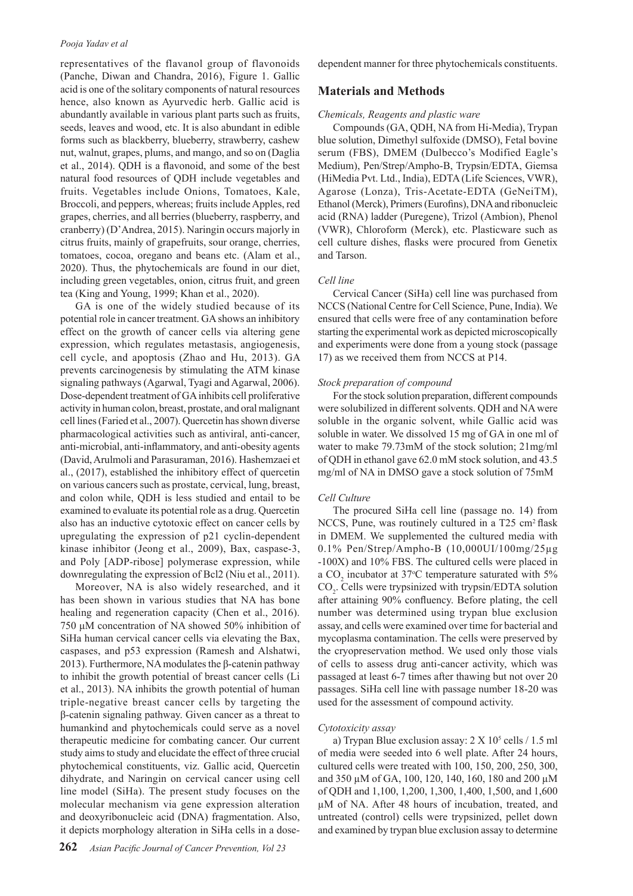representatives of the flavanol group of flavonoids (Panche, Diwan and Chandra, 2016), Figure 1. Gallic acid is one of the solitary components of natural resources hence, also known as Ayurvedic herb. Gallic acid is abundantly available in various plant parts such as fruits, seeds, leaves and wood, etc. It is also abundant in edible forms such as blackberry, blueberry, strawberry, cashew nut, walnut, grapes, plums, and mango, and so on (Daglia et al., 2014). QDH is a flavonoid, and some of the best natural food resources of QDH include vegetables and fruits. Vegetables include Onions, Tomatoes, Kale, Broccoli, and peppers, whereas; fruits include Apples, red grapes, cherries, and all berries (blueberry, raspberry, and cranberry) (D'Andrea, 2015). Naringin occurs majorly in citrus fruits, mainly of grapefruits, sour orange, cherries, tomatoes, cocoa, oregano and beans etc. (Alam et al., 2020). Thus, the phytochemicals are found in our diet, including green vegetables, onion, citrus fruit, and green tea (King and Young, 1999; Khan et al., 2020).

GA is one of the widely studied because of its potential role in cancer treatment. GA shows an inhibitory effect on the growth of cancer cells via altering gene expression, which regulates metastasis, angiogenesis, cell cycle, and apoptosis (Zhao and Hu, 2013). GA prevents carcinogenesis by stimulating the ATM kinase signaling pathways (Agarwal, Tyagi and Agarwal, 2006). Dose-dependent treatment of GA inhibits cell proliferative activity in human colon, breast, prostate, and oral malignant cell lines (Faried et al., 2007). Quercetin has shown diverse pharmacological activities such as antiviral, anti-cancer, anti-microbial, anti-inflammatory, and anti-obesity agents (David, Arulmoli and Parasuraman, 2016). Hashemzaei et al., (2017), established the inhibitory effect of quercetin on various cancers such as prostate, cervical, lung, breast, and colon while, QDH is less studied and entail to be examined to evaluate its potential role as a drug. Quercetin also has an inductive cytotoxic effect on cancer cells by upregulating the expression of p21 cyclin-dependent kinase inhibitor (Jeong et al., 2009), Bax, caspase-3, and Poly [ADP-ribose] polymerase expression, while downregulating the expression of Bcl2 (Niu et al., 2011).

Moreover, NA is also widely researched, and it has been shown in various studies that NA has bone healing and regeneration capacity (Chen et al., 2016). 750 μM concentration of NA showed 50% inhibition of SiHa human cervical cancer cells via elevating the Bax, caspases, and p53 expression (Ramesh and Alshatwi, 2013). Furthermore, NA modulates the β-catenin pathway to inhibit the growth potential of breast cancer cells (Li et al., 2013). NA inhibits the growth potential of human triple-negative breast cancer cells by targeting the β-catenin signaling pathway. Given cancer as a threat to humankind and phytochemicals could serve as a novel therapeutic medicine for combating cancer. Our current study aims to study and elucidate the effect of three crucial phytochemical constituents, viz. Gallic acid, Quercetin dihydrate, and Naringin on cervical cancer using cell line model (SiHa). The present study focuses on the molecular mechanism via gene expression alteration and deoxyribonucleic acid (DNA) fragmentation. Also, it depicts morphology alteration in SiHa cells in a dose-dependent manner for three phytochemicals constituents.

## Materials and Methods

### *Chemicals, Reagents and plastic ware*

Compounds (GA, QDH, NA from Hi-Media), Trypan blue solution, Dimethyl sulfoxide (DMSO), Fetal bovine serum (FBS), DMEM (Dulbecco's Modified Eagle's Medium), Pen/Strep/Ampho-B, Trypsin/EDTA, Giemsa (HiMedia Pvt. Ltd., India), EDTA (Life Sciences, VWR), Agarose (Lonza), Tris-Acetate-EDTA (GeNeiTM), Ethanol (Merck), Primers (Eurofins), DNA and ribonucleic acid (RNA) ladder (Puregene), Trizol (Ambion), Phenol (VWR), Chloroform (Merck), etc. Plasticware such as cell culture dishes, flasks were procured from Genetix and Tarson.

### *Cell line*

Cervical Cancer (SiHa) cell line was purchased from NCCS (National Centre for Cell Science, Pune, India). We ensured that cells were free of any contamination before starting the experimental work as depicted microscopically and experiments were done from a young stock (passage 17) as we received them from NCCS at P14.

### *Stock preparation of compound*

For the stock solution preparation, different compounds were solubilized in different solvents. QDH and NA were soluble in the organic solvent, while Gallic acid was soluble in water. We dissolved 15 mg of GA in one ml of water to make 79.73mM of the stock solution; 21mg/ml of QDH in ethanol gave 62.0 mM stock solution, and 43.5 mg/ml of NA in DMSO gave a stock solution of 75mM

### *Cell Culture*

The procured SiHa cell line (passage no. 14) from NCCS, Pune, was routinely cultured in a T25 $cm^2$ flask in DMEM. We supplemented the cultured media with 0.1% Pen/Strep/Ampho-B (10,000UI/100mg/25μg -100X) and 10% FBS. The cultured cells were placed in a $CO_2$ incubator at 37°C temperature saturated with 5% $CO_2$. Cells were trypsinized with trypsin/EDTA solution after attaining 90% confluency. Before plating, the cell number was determined using trypan blue exclusion assay, and cells were examined over time for bacterial and mycoplasma contamination. The cells were preserved by the cryopreservation method. We used only those vials of cells to assess drug anti-cancer activity, which was passaged at least 6-7 times after thawing but not over 20 passages. SiHa cell line with passage number 18-20 was used for the assessment of compound activity.

### *Cytotoxicity assay*

a) Trypan Blue exclusion assay: $2 \times 10^5$ cells / 1.5 ml of media were seeded into 6 well plate. After 24 hours, cultured cells were treated with 100, 150, 200, 250, 300, and 350 μM of GA, 100, 120, 140, 160, 180 and 200 μM of QDH and 1,100, 1,200, 1,300, 1,400, 1,500, and 1,600 μM of NA. After 48 hours of incubation, treated, and untreated (control) cells were trypsinized, pellet down and examined by trypan blue exclusion assay to determine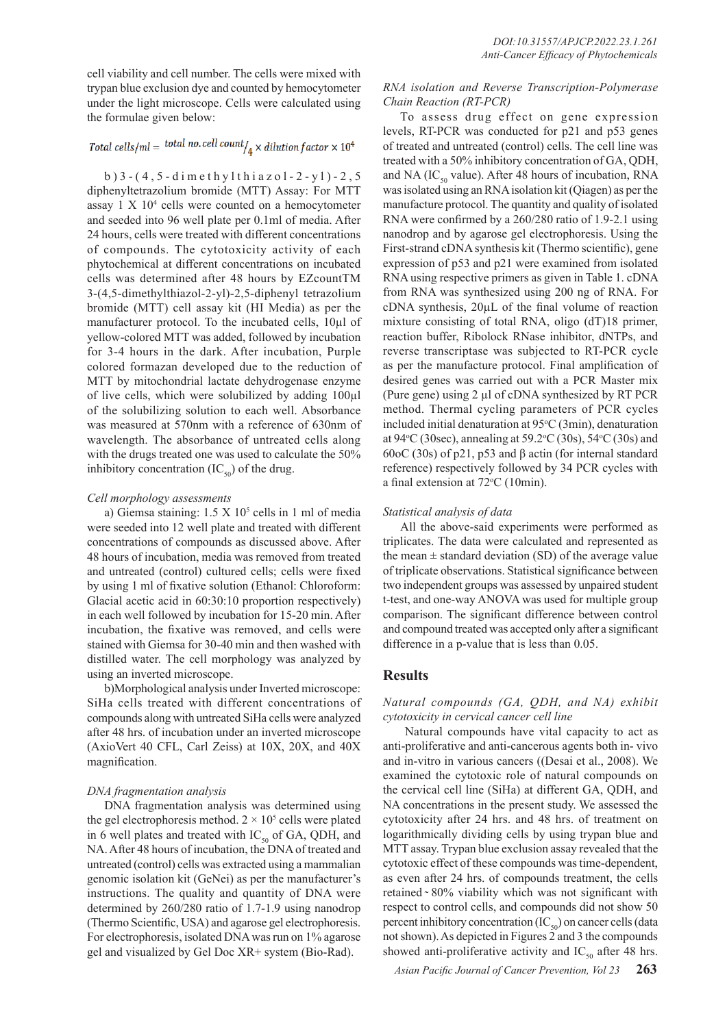cell viability and cell number. The cells were mixed with trypan blue exclusion dye and counted by hemocytometer under the light microscope. Cells were calculated using the formulae given below:

$$Total\ cells/ml = {}^{total\ no.\ cell\ count}/_{4} \times dilution\ factor \times 10^4$$

b) 3-(4,5-dimethylthiazol-2-yl)-2,5 diphenyltetrazolium bromide (MTT) Assay: For MTT assay 1 X $10^4$ cells were counted on a hemocytometer and seeded into 96 well plate per 0.1ml of media. After 24 hours, cells were treated with different concentrations of compounds. The cytotoxicity activity of each phytochemical at different concentrations on incubated cells was determined after 48 hours by EZcountTM 3-(4,5-dimethylthiazol-2-yl)-2,5-diphenyl tetrazolium bromide (MTT) cell assay kit (HI Media) as per the manufacturer protocol. To the incubated cells, 10µl of yellow-colored MTT was added, followed by incubation for 3-4 hours in the dark. After incubation, Purple colored formazan developed due to the reduction of MTT by mitochondrial lactate dehydrogenase enzyme of live cells, which were solubilized by adding 100µl of the solubilizing solution to each well. Absorbance was measured at 570nm with a reference of 630nm of wavelength. The absorbance of untreated cells along with the drugs treated one was used to calculate the 50% inhibitory concentration ($IC_{50}$) of the drug.

*Cell morphology assessments*

a) Giemsa staining: 1.5 X $10^5$ cells in 1 ml of media were seeded into 12 well plate and treated with different concentrations of compounds as discussed above. After 48 hours of incubation, media was removed from treated and untreated (control) cultured cells; cells were fixed by using 1 ml of fixative solution (Ethanol: Chloroform: Glacial acetic acid in 60:30:10 proportion respectively) in each well followed by incubation for 15-20 min. After incubation, the fixative was removed, and cells were stained with Giemsa for 30-40 min and then washed with distilled water. The cell morphology was analyzed by using an inverted microscope.

b)Morphological analysis under Inverted microscope: SiHa cells treated with different concentrations of compounds along with untreated SiHa cells were analyzed after 48 hrs. of incubation under an inverted microscope (AxioVert 40 CFL, Carl Zeiss) at 10X, 20X, and 40X magnification.

*DNA fragmentation analysis*

DNA fragmentation analysis was determined using the gel electrophoresis method. $2 \times 10^5$ cells were plated in 6 well plates and treated with $IC_{50}$ of GA, QDH, and NA. After 48 hours of incubation, the DNA of treated and untreated (control) cells was extracted using a mammalian genomic isolation kit (GeNei) as per the manufacturer's instructions. The quality and quantity of DNA were determined by 260/280 ratio of 1.7-1.9 using nanodrop (Thermo Scientific, USA) and agarose gel electrophoresis. For electrophoresis, isolated DNA was run on 1% agarose gel and visualized by Gel Doc XR+ system (Bio-Rad).

*RNA isolation and Reverse Transcription-Polymerase Chain Reaction (RT-PCR)*

To assess drug effect on gene expression levels, RT-PCR was conducted for p21 and p53 genes of treated and untreated (control) cells. The cell line was treated with a 50% inhibitory concentration of GA, QDH, and NA ($IC_{50}$ value). After 48 hours of incubation, RNA was isolated using an RNA isolation kit (Qiagen) as per the manufacture protocol. The quantity and quality of isolated RNA were confirmed by a 260/280 ratio of 1.9-2.1 using nanodrop and by agarose gel electrophoresis. Using the First-strand cDNA synthesis kit (Thermo scientific), gene expression of p53 and p21 were examined from isolated RNA using respective primers as given in Table 1. cDNA from RNA was synthesized using 200 ng of RNA. For cDNA synthesis, 20µL of the final volume of reaction mixture consisting of total RNA, oligo (dT)18 primer, reaction buffer, Ribolock RNase inhibitor, dNTPs, and reverse transcriptase was subjected to RT-PCR cycle as per the manufacture protocol. Final amplification of desired genes was carried out with a PCR Master mix (Pure gene) using 2 µl of cDNA synthesized by RT PCR method. Thermal cycling parameters of PCR cycles included initial denaturation at 95°C (3min), denaturation at 94°C (30sec), annealing at 59.2°C (30s), 54°C (30s) and 60oC (30s) of p21, p53 and β actin (for internal standard reference) respectively followed by 34 PCR cycles with a final extension at 72°C (10min).

*Statistical analysis of data*

All the above-said experiments were performed as triplicates. The data were calculated and represented as the mean ± standard deviation (SD) of the average value of triplicate observations. Statistical significance between two independent groups was assessed by unpaired student t-test, and one-way ANOVA was used for multiple group comparison. The significant difference between control and compound treated was accepted only after a significant difference in a p-value that is less than 0.05.

## Results

*Natural compounds (GA, QDH, and NA) exhibit cytotoxicity in cervical cancer cell line*

Natural compounds have vital capacity to act as anti-proliferative and anti-cancerous agents both in- vivo and in-vitro in various cancers ((Desai et al., 2008). We examined the cytotoxic role of natural compounds on the cervical cell line (SiHa) at different GA, QDH, and NA concentrations in the present study. We assessed the cytotoxicity after 24 hrs. and 48 hrs. of treatment on logarithmically dividing cells by using trypan blue and MTT assay. Trypan blue exclusion assay revealed that the cytotoxic effect of these compounds was time-dependent, as even after 24 hrs. of compounds treatment, the cells retained ~ 80% viability which was not significant with respect to control cells, and compounds did not show 50 percent inhibitory concentration ($IC_{50}$) on cancer cells (data not shown). As depicted in Figures 2 and 3 the compounds showed anti-proliferative activity and $IC_{50}$ after 48 hrs.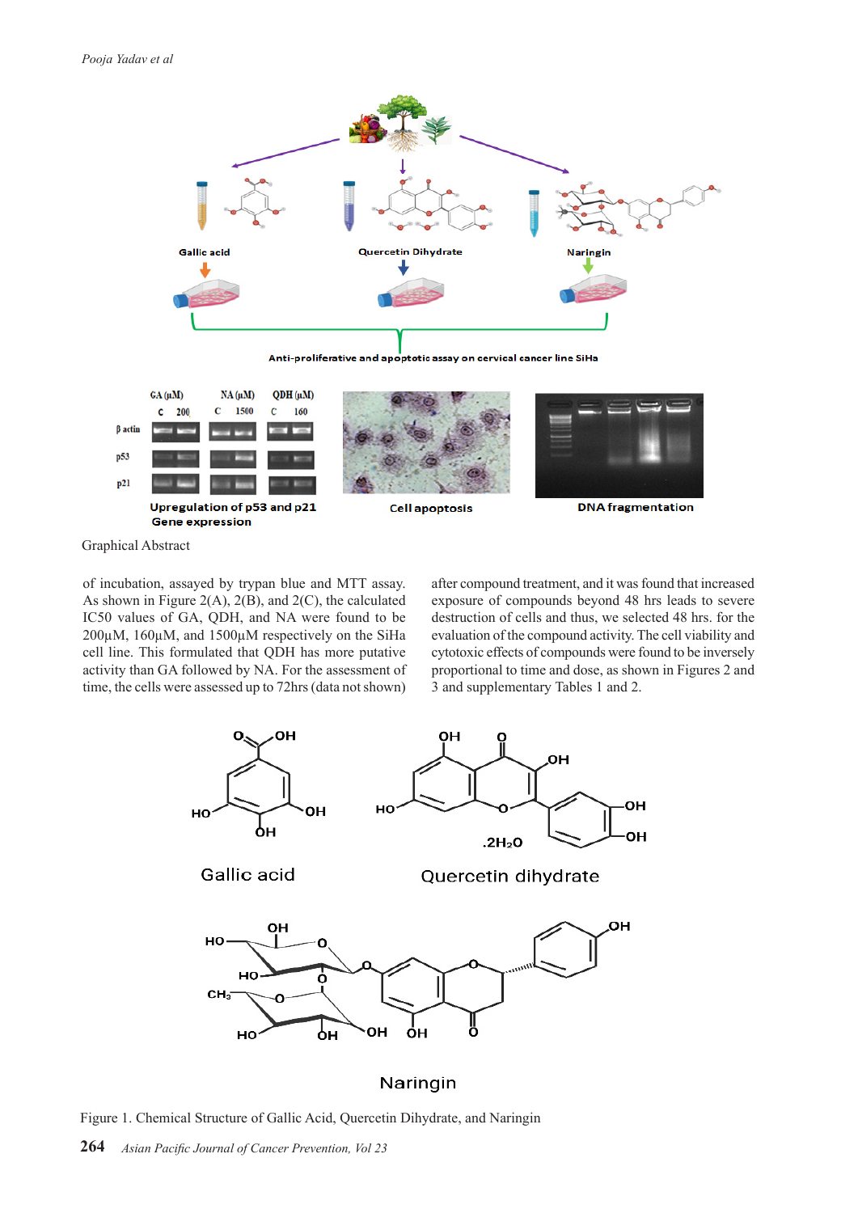Graphical Abstract

of incubation, assayed by trypan blue and MTT assay. As shown in Figure 2(A), 2(B), and 2(C), the calculated IC50 values of GA, QDH, and NA were found to be 200µM, 160µM, and 1500µM respectively on the SiHa cell line. This formulated that QDH has more putative activity than GA followed by NA. For the assessment of time, the cells were assessed up to 72hrs (data not shown) after compound treatment, and it was found that increased exposure of compounds beyond 48 hrs leads to severe destruction of cells and thus, we selected 48 hrs. for the evaluation of the compound activity. The cell viability and cytotoxic effects of compounds were found to be inversely proportional to time and dose, as shown in Figures 2 and 3 and supplementary Tables 1 and 2.

Figure 1. Chemical Structure of Gallic Acid, Quercetin Dihydrate, and Naringin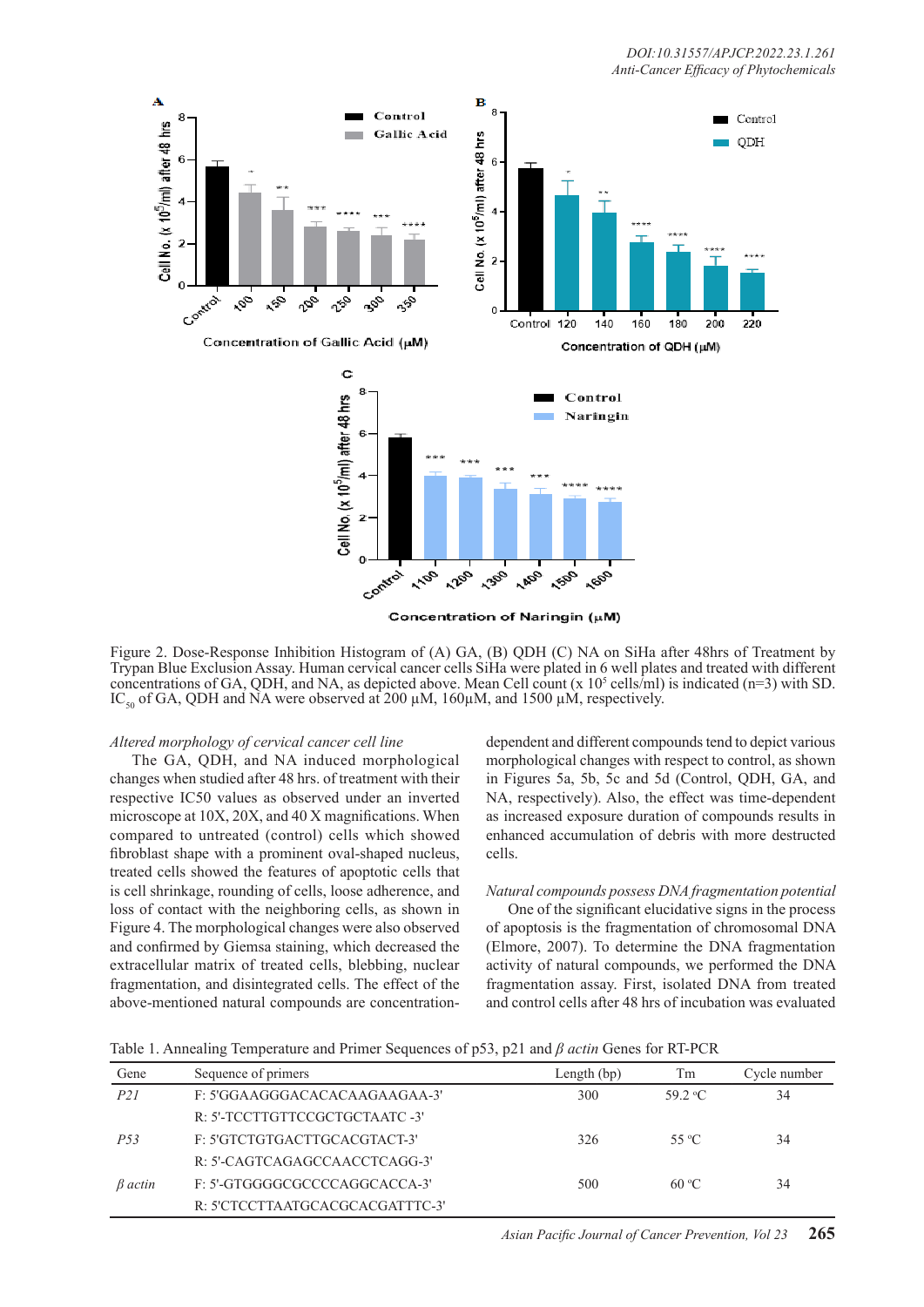Figure 2. Dose-Response Inhibition Histogram of (A) GA, (B) QDH (C) NA on SiHa after 48hrs of Treatment by Trypan Blue Exclusion Assay. Human cervical cancer cells SiHa were plated in 6 well plates and treated with different concentrations of GA, QDH, and NA, as depicted above. Mean Cell count (x $10^5$ cells/ml) is indicated (n=3) with SD. $IC_{50}$ of GA, QDH and NA were observed at 200 µM, 160µM, and 1500 µM, respectively.

*Altered morphology of cervical cancer cell line*

The GA, QDH, and NA induced morphological changes when studied after 48 hrs. of treatment with their respective IC50 values as observed under an inverted microscope at 10X, 20X, and 40 X magnifications. When compared to untreated (control) cells which showed fibroblast shape with a prominent oval-shaped nucleus, treated cells showed the features of apoptotic cells that is cell shrinkage, rounding of cells, loose adherence, and loss of contact with the neighboring cells, as shown in Figure 4. The morphological changes were also observed and confirmed by Giemsa staining, which decreased the extracellular matrix of treated cells, blebbing, nuclear fragmentation, and disintegrated cells. The effect of the above-mentioned natural compounds are concentration-dependent and different compounds tend to depict various morphological changes with respect to control, as shown in Figures 5a, 5b, 5c and 5d (Control, QDH, GA, and NA, respectively). Also, the effect was time-dependent as increased exposure duration of compounds results in enhanced accumulation of debris with more destructed cells.

*Natural compounds possess DNA fragmentation potential*

One of the significant elucidative signs in the process of apoptosis is the fragmentation of chromosomal DNA (Elmore, 2007). To determine the DNA fragmentation activity of natural compounds, we performed the DNA fragmentation assay. First, isolated DNA from treated and control cells after 48 hrs of incubation was evaluated

Table 1. Annealing Temperature and Primer Sequences of p53, p21 and *β actin* Genes for RT-PCR

| Gene | Sequence of primers | Length (bp) | Tm | Cycle number |
|---|---|---|---|---|
| *P21* | F: 5'GGAAGGGACACACAAGAAGAA-3' | 300 | 59.2 °C | 34 |
| | R: 5'-TCCTTGTTCCGCTGCTAATC -3' | | | |
| *P53* | F: 5'GTCTGTGACTTGCACGTACT-3' | 326 | 55 °C | 34 |
| | R: 5'-CAGTCAGAGCCAACCTCAGG-3' | | | |
| *β actin* | F: 5'-GTGGGGCGCCCCAGGCACCA-3' | 500 | 60 °C | 34 |
| | R: 5'CTCCTTAATGCACGCACGATTTC-3' | | | |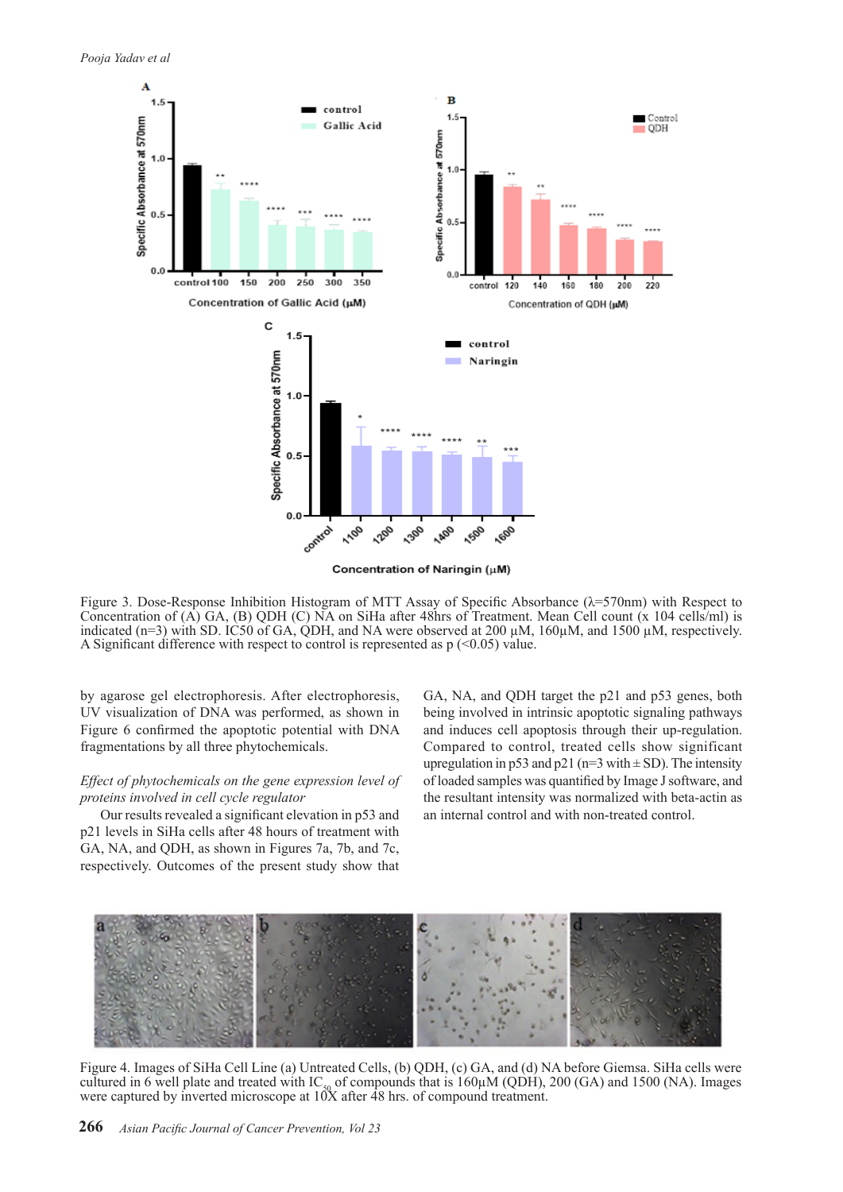Figure 3. Dose-Response Inhibition Histogram of MTT Assay of Specific Absorbance (λ=570nm) with Respect to Concentration of (A) GA, (B) QDH (C) NA on SiHa after 48hrs of Treatment. Mean Cell count (x 104 cells/ml) is indicated (n=3) with SD. IC50 of GA, QDH, and NA were observed at 200 µM, 160µM, and 1500 µM, respectively. A Significant difference with respect to control is represented as p (<0.05) value.

by agarose gel electrophoresis. After electrophoresis, UV visualization of DNA was performed, as shown in Figure 6 confirmed the apoptotic potential with DNA fragmentations by all three phytochemicals.

*Effect of phytochemicals on the gene expression level of proteins involved in cell cycle regulator*

Our results revealed a significant elevation in p53 and p21 levels in SiHa cells after 48 hours of treatment with GA, NA, and QDH, as shown in Figures 7a, 7b, and 7c, respectively. Outcomes of the present study show that GA, NA, and QDH target the p21 and p53 genes, both being involved in intrinsic apoptotic signaling pathways and induces cell apoptosis through their up-regulation. Compared to control, treated cells show significant upregulation in p53 and p21 (n=3 with ± SD). The intensity of loaded samples was quantified by Image J software, and the resultant intensity was normalized with beta-actin as an internal control and with non-treated control.

Figure 4. Images of SiHa Cell Line (a) Untreated Cells, (b) QDH, (c) GA, and (d) NA before Giemsa. SiHa cells were cultured in 6 well plate and treated with $IC_{50}$ of compounds that is 160µM (QDH), 200 (GA) and 1500 (NA). Images were captured by inverted microscope at 10X after 48 hrs. of compound treatment.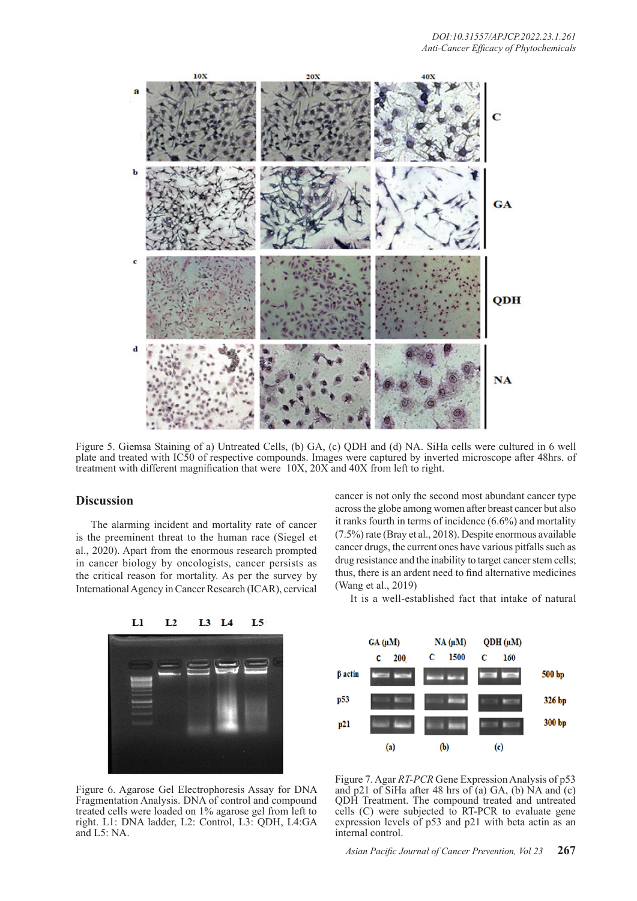Figure 5. Giemsa Staining of a) Untreated Cells, (b) GA, (c) QDH and (d) NA. SiHa cells were cultured in 6 well plate and treated with IC50 of respective compounds. Images were captured by inverted microscope after 48hrs. of treatment with different magnification that were 10X, 20X and 40X from left to right.

## Discussion

The alarming incident and mortality rate of cancer is the preeminent threat to the human race (Siegel et al., 2020). Apart from the enormous research prompted in cancer biology by oncologists, cancer persists as the critical reason for mortality. As per the survey by International Agency in Cancer Research (ICAR), cervical cancer is not only the second most abundant cancer type across the globe among women after breast cancer but also it ranks fourth in terms of incidence (6.6%) and mortality (7.5%) rate (Bray et al., 2018). Despite enormous available cancer drugs, the current ones have various pitfalls such as drug resistance and the inability to target cancer stem cells; thus, there is an ardent need to find alternative medicines (Wang et al., 2019)

It is a well-established fact that intake of natural

Figure 6. Agarose Gel Electrophoresis Assay for DNA Fragmentation Analysis. DNA of control and compound treated cells were loaded on 1% agarose gel from left to right. L1: DNA ladder, L2: Control, L3: QDH, L4:GA and L5: NA.

Figure 7. Agar *RT-PCR* Gene Expression Analysis of p53 and p21 of SiHa after 48 hrs of (a) GA, (b) NA and (c) QDH Treatment. The compound treated and untreated cells (C) were subjected to RT-PCR to evaluate gene expression levels of p53 and p21 with beta actin as an internal control.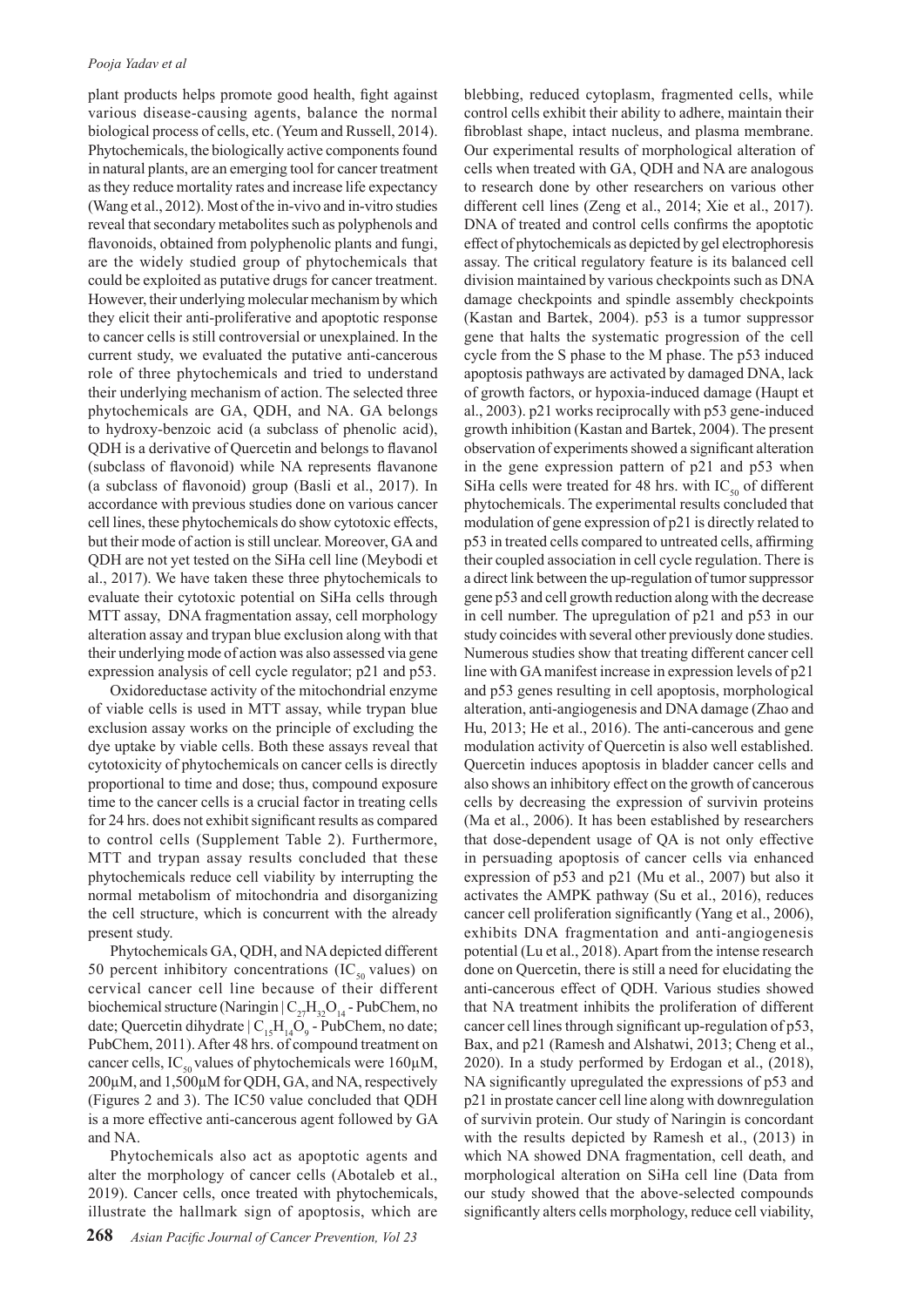plant products helps promote good health, fight against various disease-causing agents, balance the normal biological process of cells, etc. (Yeum and Russell, 2014). Phytochemicals, the biologically active components found in natural plants, are an emerging tool for cancer treatment as they reduce mortality rates and increase life expectancy (Wang et al., 2012). Most of the in-vivo and in-vitro studies reveal that secondary metabolites such as polyphenols and flavonoids, obtained from polyphenolic plants and fungi, are the widely studied group of phytochemicals that could be exploited as putative drugs for cancer treatment. However, their underlying molecular mechanism by which they elicit their anti-proliferative and apoptotic response to cancer cells is still controversial or unexplained. In the current study, we evaluated the putative anti-cancerous role of three phytochemicals and tried to understand their underlying mechanism of action. The selected three phytochemicals are GA, QDH, and NA. GA belongs to hydroxy-benzoic acid (a subclass of phenolic acid), QDH is a derivative of Quercetin and belongs to flavanol (subclass of flavonoid) while NA represents flavanone (a subclass of flavonoid) group (Basli et al., 2017). In accordance with previous studies done on various cancer cell lines, these phytochemicals do show cytotoxic effects, but their mode of action is still unclear. Moreover, GA and QDH are not yet tested on the SiHa cell line (Meybodi et al., 2017). We have taken these three phytochemicals to evaluate their cytotoxic potential on SiHa cells through MTT assay, DNA fragmentation assay, cell morphology alteration assay and trypan blue exclusion along with that their underlying mode of action was also assessed via gene expression analysis of cell cycle regulator; p21 and p53.

Oxidoreductase activity of the mitochondrial enzyme of viable cells is used in MTT assay, while trypan blue exclusion assay works on the principle of excluding the dye uptake by viable cells. Both these assays reveal that cytotoxicity of phytochemicals on cancer cells is directly proportional to time and dose; thus, compound exposure time to the cancer cells is a crucial factor in treating cells for 24 hrs. does not exhibit significant results as compared to control cells (Supplement Table 2). Furthermore, MTT and trypan assay results concluded that these phytochemicals reduce cell viability by interrupting the normal metabolism of mitochondria and disorganizing the cell structure, which is concurrent with the already present study.

Phytochemicals GA, QDH, and NA depicted different 50 percent inhibitory concentrations ($IC_{50}$ values) on cervical cancer cell line because of their different biochemical structure (Naringin | $C_{27}H_{32}O_{14}$ - PubChem, no date; Quercetin dihydrate | $C_{15}H_{14}O_9$ - PubChem, no date; PubChem, 2011). After 48 hrs. of compound treatment on cancer cells, $IC_{50}$ values of phytochemicals were 160µM, 200µM, and 1,500µM for QDH, GA, and NA, respectively (Figures 2 and 3). The IC50 value concluded that QDH is a more effective anti-cancerous agent followed by GA and NA.

Phytochemicals also act as apoptotic agents and alter the morphology of cancer cells (Abotaleb et al., 2019). Cancer cells, once treated with phytochemicals, illustrate the hallmark sign of apoptosis, which are blebbing, reduced cytoplasm, fragmented cells, while control cells exhibit their ability to adhere, maintain their fibroblast shape, intact nucleus, and plasma membrane. Our experimental results of morphological alteration of cells when treated with GA, QDH and NA are analogous to research done by other researchers on various other different cell lines (Zeng et al., 2014; Xie et al., 2017). DNA of treated and control cells confirms the apoptotic effect of phytochemicals as depicted by gel electrophoresis assay. The critical regulatory feature is its balanced cell division maintained by various checkpoints such as DNA damage checkpoints and spindle assembly checkpoints (Kastan and Bartek, 2004). p53 is a tumor suppressor gene that halts the systematic progression of the cell cycle from the S phase to the M phase. The p53 induced apoptosis pathways are activated by damaged DNA, lack of growth factors, or hypoxia-induced damage (Haupt et al., 2003). p21 works reciprocally with p53 gene-induced growth inhibition (Kastan and Bartek, 2004). The present observation of experiments showed a significant alteration in the gene expression pattern of p21 and p53 when SiHa cells were treated for 48 hrs. with $IC_{50}$ of different phytochemicals. The experimental results concluded that modulation of gene expression of p21 is directly related to p53 in treated cells compared to untreated cells, affirming their coupled association in cell cycle regulation. There is a direct link between the up-regulation of tumor suppressor gene p53 and cell growth reduction along with the decrease in cell number. The upregulation of p21 and p53 in our study coincides with several other previously done studies. Numerous studies show that treating different cancer cell line with GA manifest increase in expression levels of p21 and p53 genes resulting in cell apoptosis, morphological alteration, anti-angiogenesis and DNA damage (Zhao and Hu, 2013; He et al., 2016). The anti-cancerous and gene modulation activity of Quercetin is also well established. Quercetin induces apoptosis in bladder cancer cells and also shows an inhibitory effect on the growth of cancerous cells by decreasing the expression of survivin proteins (Ma et al., 2006). It has been established by researchers that dose-dependent usage of QA is not only effective in persuading apoptosis of cancer cells via enhanced expression of p53 and p21 (Mu et al., 2007) but also it activates the AMPK pathway (Su et al., 2016), reduces cancer cell proliferation significantly (Yang et al., 2006), exhibits DNA fragmentation and anti-angiogenesis potential (Lu et al., 2018). Apart from the intense research done on Quercetin, there is still a need for elucidating the anti-cancerous effect of QDH. Various studies showed that NA treatment inhibits the proliferation of different cancer cell lines through significant up-regulation of p53, Bax, and p21 (Ramesh and Alshatwi, 2013; Cheng et al., 2020). In a study performed by Erdogan et al., (2018), NA significantly upregulated the expressions of p53 and p21 in prostate cancer cell line along with downregulation of survivin protein. Our study of Naringin is concordant with the results depicted by Ramesh et al., (2013) in which NA showed DNA fragmentation, cell death, and morphological alteration on SiHa cell line (Data from our study showed that the above-selected compounds significantly alters cells morphology, reduce cell viability,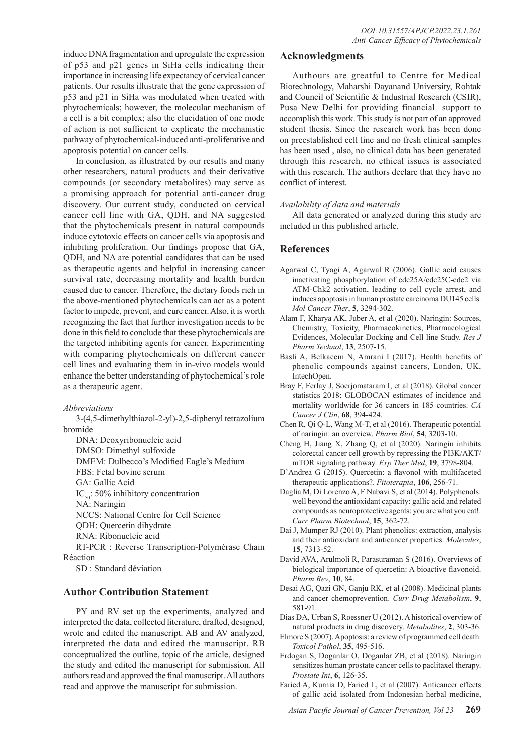induce DNA fragmentation and upregulate the expression of p53 and p21 genes in SiHa cells indicating their importance in increasing life expectancy of cervical cancer patients. Our results illustrate that the gene expression of p53 and p21 in SiHa was modulated when treated with phytochemicals; however, the molecular mechanism of a cell is a bit complex; also the elucidation of one mode of action is not sufficient to explicate the mechanistic pathway of phytochemical-induced anti-proliferative and apoptosis potential on cancer cells.

In conclusion, as illustrated by our results and many other researchers, natural products and their derivative compounds (or secondary metabolites) may serve as a promising approach for potential anti-cancer drug discovery. Our current study, conducted on cervical cancer cell line with GA, QDH, and NA suggested that the phytochemicals present in natural compounds induce cytotoxic effects on cancer cells via apoptosis and inhibiting proliferation. Our findings propose that GA, QDH, and NA are potential candidates that can be used as therapeutic agents and helpful in increasing cancer survival rate, decreasing mortality and health burden caused due to cancer. Therefore, the dietary foods rich in the above-mentioned phytochemicals can act as a potent factor to impede, prevent, and cure cancer. Also, it is worth recognizing the fact that further investigation needs to be done in this field to conclude that these phytochemicals are the targeted inhibiting agents for cancer. Experimenting with comparing phytochemicals on different cancer cell lines and evaluating them in in-vivo models would enhance the better understanding of phytochemical's role as a therapeutic agent.

*Abbreviations*

3-(4,5-dimethylthiazol-2-yl)-2,5-diphenyl tetrazolium bromide

DNA: Deoxyribonucleic acid

DMSO: Dimethyl sulfoxide

DMEM: Dulbecco's Modified Eagle's Medium

FBS: Fetal bovine serum

GA: Gallic Acid

$IC_{50}$: 50% inhibitory concentration

NA: Naringin

NCCS: National Centre for Cell Science

QDH: Quercetin dihydrate

RNA: Ribonucleic acid

RT-PCR : Reverse Transcription-Polymérase Chain Réaction

SD : Standard déviation

## Author Contribution Statement

PY and RV set up the experiments, analyzed and interpreted the data, collected literature, drafted, designed, wrote and edited the manuscript. AB and AV analyzed, interpreted the data and edited the manuscript. RB conceptualized the outline, topic of the article, designed the study and edited the manuscript for submission. All authors read and approved the final manuscript. All authors read and approve the manuscript for submission.

## Acknowledgments

Authours are greatful to Centre for Medical Biotechnology, Maharshi Dayanand University, Rohtak and Council of Scientific & Industrial Research (CSIR), Pusa New Delhi for providing financial support to accomplish this work. This study is not part of an approved student thesis. Since the research work has been done on preestablished cell line and no fresh clinical samples has been used , also, no clinical data has been generated through this research, no ethical issues is associated with this research. The authors declare that they have no conflict of interest.

*Availability of data and materials*

All data generated or analyzed during this study are included in this published article.

## References

Agarwal C, Tyagi A, Agarwal R (2006). Gallic acid causes inactivating phosphorylation of cdc25A/cdc25C-cdc2 via ATM-Chk2 activation, leading to cell cycle arrest, and induces apoptosis in human prostate carcinoma DU145 cells. *Mol Cancer Ther*, **5**, 3294-302.

Alam F, Kharya AK, Juber A, et al (2020). Naringin: Sources, Chemistry, Toxicity, Pharmacokinetics, Pharmacological Evidences, Molecular Docking and Cell line Study. *Res J Pharm Technol*, **13**, 2507-15.

Basli A, Belkacem N, Amrani I (2017). Health benefits of phenolic compounds against cancers, London, UK, IntechOpen.

Bray F, Ferlay J, Soerjomataram I, et al (2018). Global cancer statistics 2018: GLOBOCAN estimates of incidence and mortality worldwide for 36 cancers in 185 countries. *CA Cancer J Clin*, **68**, 394-424.

Chen R, Qi Q-L, Wang M-T, et al (2016). Therapeutic potential of naringin: an overview. *Pharm Biol*, **54**, 3203-10.

Cheng H, Jiang X, Zhang Q, et al (2020). Naringin inhibits colorectal cancer cell growth by repressing the PI3K/AKT/mTOR signaling pathway. *Exp Ther Med*, **19**, 3798-804.

D'Andrea G (2015). Quercetin: a flavonol with multifaceted therapeutic applications?. *Fitoterapia*, **106**, 256-71.

Daglia M, Di Lorenzo A, F Nabavi S, et al (2014). Polyphenols: well beyond the antioxidant capacity: gallic acid and related compounds as neuroprotective agents: you are what you eat!. *Curr Pharm Biotechnol*, **15**, 362-72.

Dai J, Mumper RJ (2010). Plant phenolics: extraction, analysis and their antioxidant and anticancer properties. *Molecules*, **15**, 7313-52.

David AVA, Arulmoli R, Parasuraman S (2016). Overviews of biological importance of quercetin: A bioactive flavonoid. *Pharm Rev*, **10**, 84.

Desai AG, Qazi GN, Ganju RK, et al (2008). Medicinal plants and cancer chemoprevention. *Curr Drug Metabolism*, **9**, 581-91.

Dias DA, Urban S, Roessner U (2012). A historical overview of natural products in drug discovery. *Metabolites*, **2**, 303-36.

Elmore S (2007). Apoptosis: a review of programmed cell death. *Toxicol Pathol*, **35**, 495-516.

Erdogan S, Doganlar O, Doganlar ZB, et al (2018). Naringin sensitizes human prostate cancer cells to paclitaxel therapy. *Prostate Int*, **6**, 126-35.

Faried A, Kurnia D, Faried L, et al (2007). Anticancer effects of gallic acid isolated from Indonesian herbal medicine,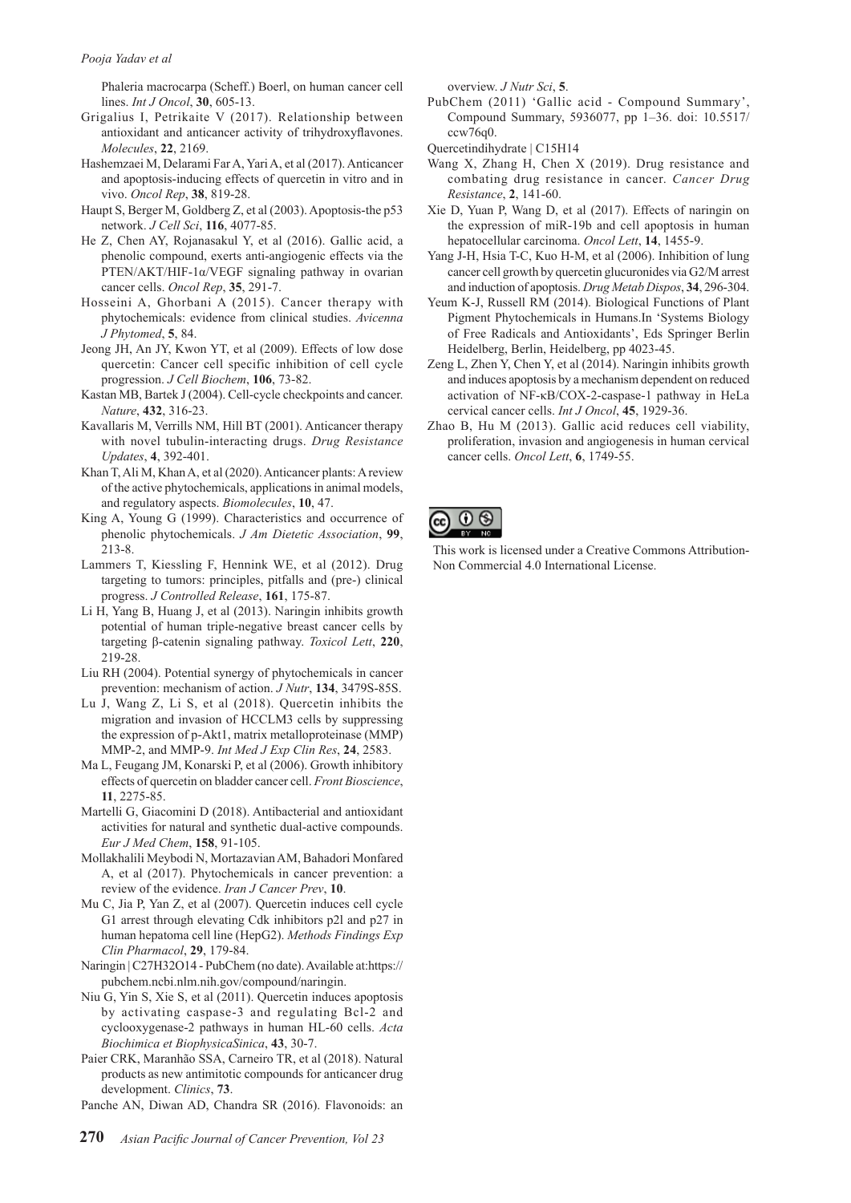Phaleria macrocarpa (Scheff.) Boerl, on human cancer cell lines. *Int J Oncol*, **30**, 605-13.

Grigalius I, Petrikaite V (2017). Relationship between antioxidant and anticancer activity of trihydroxyflavones. *Molecules*, **22**, 2169.

Hashemzaei M, Delarami Far A, Yari A, et al (2017). Anticancer and apoptosis-inducing effects of quercetin in vitro and in vivo. *Oncol Rep*, **38**, 819-28.

Haupt S, Berger M, Goldberg Z, et al (2003). Apoptosis-the p53 network. *J Cell Sci*, **116**, 4077-85.

He Z, Chen AY, Rojanasakul Y, et al (2016). Gallic acid, a phenolic compound, exerts anti-angiogenic effects via the PTEN/AKT/HIF-1α/VEGF signaling pathway in ovarian cancer cells. *Oncol Rep*, **35**, 291-7.

Hosseini A, Ghorbani A (2015). Cancer therapy with phytochemicals: evidence from clinical studies. *Avicenna J Phytomed*, **5**, 84.

Jeong JH, An JY, Kwon YT, et al (2009). Effects of low dose quercetin: Cancer cell specific inhibition of cell cycle progression. *J Cell Biochem*, **106**, 73-82.

Kastan MB, Bartek J (2004). Cell-cycle checkpoints and cancer. *Nature*, **432**, 316-23.

Kavallaris M, Verrills NM, Hill BT (2001). Anticancer therapy with novel tubulin-interacting drugs. *Drug Resistance Updates*, **4**, 392-401.

Khan T, Ali M, Khan A, et al (2020). Anticancer plants: A review of the active phytochemicals, applications in animal models, and regulatory aspects. *Biomolecules*, **10**, 47.

King A, Young G (1999). Characteristics and occurrence of phenolic phytochemicals. *J Am Dietetic Association*, **99**, 213-8.

Lammers T, Kiessling F, Hennink WE, et al (2012). Drug targeting to tumors: principles, pitfalls and (pre-) clinical progress. *J Controlled Release*, **161**, 175-87.

Li H, Yang B, Huang J, et al (2013). Naringin inhibits growth potential of human triple-negative breast cancer cells by targeting β-catenin signaling pathway. *Toxicol Lett*, **220**, 219-28.

Liu RH (2004). Potential synergy of phytochemicals in cancer prevention: mechanism of action. *J Nutr*, **134**, 3479S-85S.

Lu J, Wang Z, Li S, et al (2018). Quercetin inhibits the migration and invasion of HCCLM3 cells by suppressing the expression of p-Akt1, matrix metalloproteinase (MMP) MMP-2, and MMP-9. *Int Med J Exp Clin Res*, **24**, 2583.

Ma L, Feugang JM, Konarski P, et al (2006). Growth inhibitory effects of quercetin on bladder cancer cell. *Front Bioscience*, **11**, 2275-85.

Martelli G, Giacomini D (2018). Antibacterial and antioxidant activities for natural and synthetic dual-active compounds. *Eur J Med Chem*, **158**, 91-105.

Mollakhalili Meybodi N, Mortazavian AM, Bahadori Monfared A, et al (2017). Phytochemicals in cancer prevention: a review of the evidence. *Iran J Cancer Prev*, **10**.

Mu C, Jia P, Yan Z, et al (2007). Quercetin induces cell cycle G1 arrest through elevating Cdk inhibitors p2l and p27 in human hepatoma cell line (HepG2). *Methods Findings Exp Clin Pharmacol*, **29**, 179-84.

Naringin | C27H32O14 - PubChem (no date). Available at:https://pubchem.ncbi.nlm.nih.gov/compound/naringin.

Niu G, Yin S, Xie S, et al (2011). Quercetin induces apoptosis by activating caspase-3 and regulating Bcl-2 and cyclooxygenase-2 pathways in human HL-60 cells. *Acta Biochimica et BiophysicaSinica*, **43**, 30-7.

Paier CRK, Maranhão SSA, Carneiro TR, et al (2018). Natural products as new antimitotic compounds for anticancer drug development. *Clinics*, **73**.

Panche AN, Diwan AD, Chandra SR (2016). Flavonoids: an overview. *J Nutr Sci*, **5**.

PubChem (2011) 'Gallic acid - Compound Summary', Compound Summary, 5936077, pp 1–36. doi: 10.5517/ccw76q0.

Quercetindihydrate | C15H14

Wang X, Zhang H, Chen X (2019). Drug resistance and combating drug resistance in cancer. *Cancer Drug Resistance*, **2**, 141-60.

Xie D, Yuan P, Wang D, et al (2017). Effects of naringin on the expression of miR-19b and cell apoptosis in human hepatocellular carcinoma. *Oncol Lett*, **14**, 1455-9.

Yang J-H, Hsia T-C, Kuo H-M, et al (2006). Inhibition of lung cancer cell growth by quercetin glucuronides via G2/M arrest and induction of apoptosis. *Drug Metab Dispos*, **34**, 296-304.

Yeum K-J, Russell RM (2014). Biological Functions of Plant Pigment Phytochemicals in Humans.In 'Systems Biology of Free Radicals and Antioxidants', Eds Springer Berlin Heidelberg, Berlin, Heidelberg, pp 4023-45.

Zeng L, Zhen Y, Chen Y, et al (2014). Naringin inhibits growth and induces apoptosis by a mechanism dependent on reduced activation of NF-κB/COX-2-caspase-1 pathway in HeLa cervical cancer cells. *Int J Oncol*, **45**, 1929-36.

Zhao B, Hu M (2013). Gallic acid reduces cell viability, proliferation, invasion and angiogenesis in human cervical cancer cells. *Oncol Lett*, **6**, 1749-55.

This work is licensed under a Creative Commons Attribution-Non Commercial 4.0 International License.